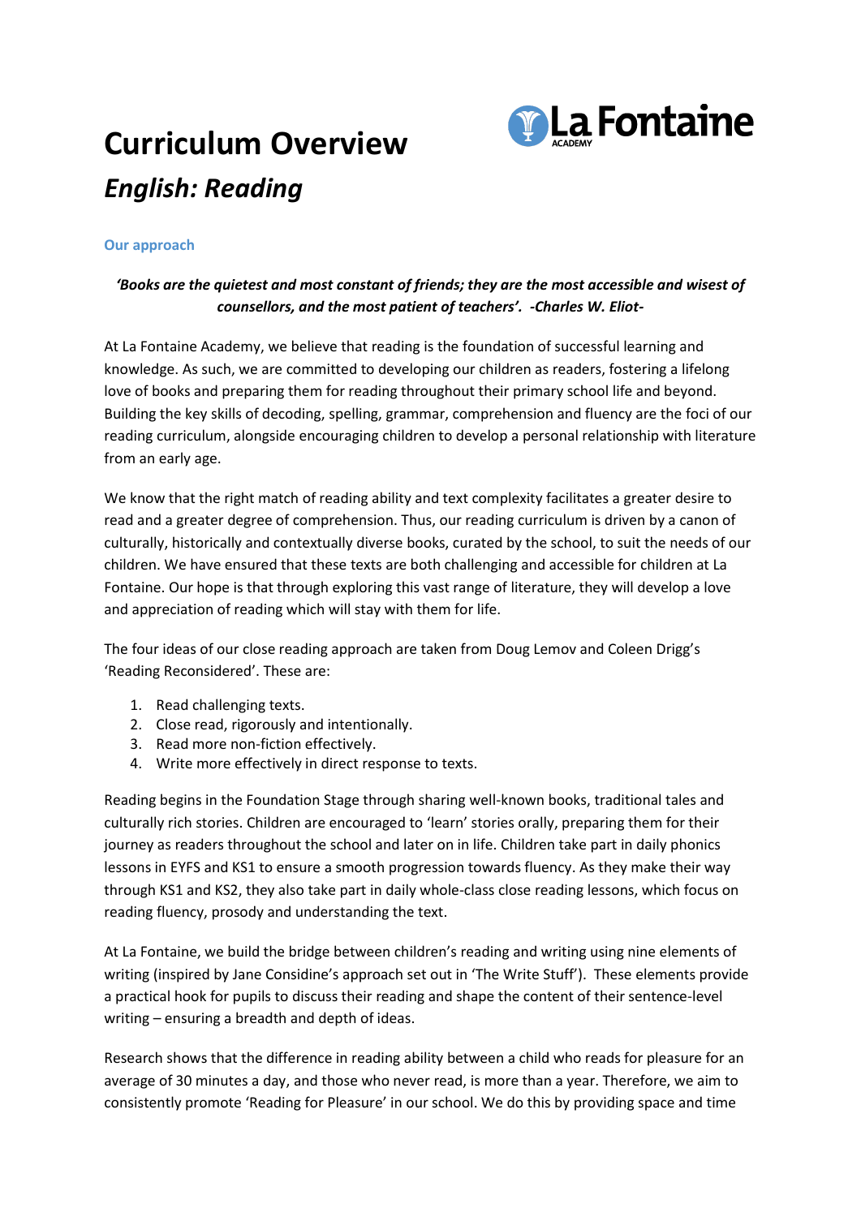# Curriculum Overview

## *English: Reading*

### Our approach

***'Books are the quietest and most constant of friends; they are the most accessible and wisest of counsellors, and the most patient of teachers'. -Charles W. Eliot-***

At La Fontaine Academy, we believe that reading is the foundation of successful learning and knowledge. As such, we are committed to developing our children as readers, fostering a lifelong love of books and preparing them for reading throughout their primary school life and beyond. Building the key skills of decoding, spelling, grammar, comprehension and fluency are the foci of our reading curriculum, alongside encouraging children to develop a personal relationship with literature from an early age.

We know that the right match of reading ability and text complexity facilitates a greater desire to read and a greater degree of comprehension. Thus, our reading curriculum is driven by a canon of culturally, historically and contextually diverse books, curated by the school, to suit the needs of our children. We have ensured that these texts are both challenging and accessible for children at La Fontaine. Our hope is that through exploring this vast range of literature, they will develop a love and appreciation of reading which will stay with them for life.

The four ideas of our close reading approach are taken from Doug Lemov and Coleen Drigg's 'Reading Reconsidered'. These are:

1. Read challenging texts.
2. Close read, rigorously and intentionally.
3. Read more non-fiction effectively.
4. Write more effectively in direct response to texts.

Reading begins in the Foundation Stage through sharing well-known books, traditional tales and culturally rich stories. Children are encouraged to 'learn' stories orally, preparing them for their journey as readers throughout the school and later on in life. Children take part in daily phonics lessons in EYFS and KS1 to ensure a smooth progression towards fluency. As they make their way through KS1 and KS2, they also take part in daily whole-class close reading lessons, which focus on reading fluency, prosody and understanding the text.

At La Fontaine, we build the bridge between children's reading and writing using nine elements of writing (inspired by Jane Considine's approach set out in 'The Write Stuff'). These elements provide a practical hook for pupils to discuss their reading and shape the content of their sentence-level writing – ensuring a breadth and depth of ideas.

Research shows that the difference in reading ability between a child who reads for pleasure for an average of 30 minutes a day, and those who never read, is more than a year. Therefore, we aim to consistently promote 'Reading for Pleasure' in our school. We do this by providing space and time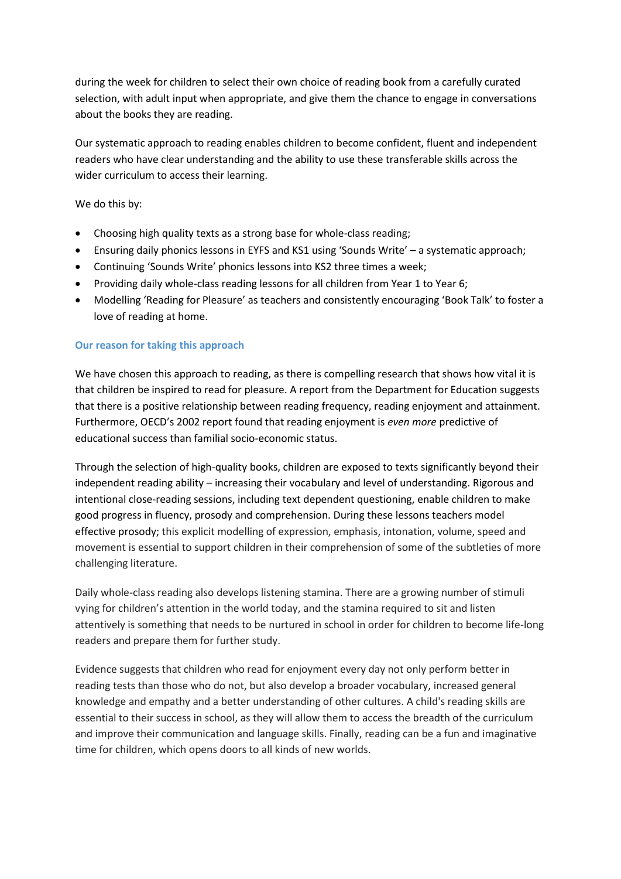during the week for children to select their own choice of reading book from a carefully curated selection, with adult input when appropriate, and give them the chance to engage in conversations about the books they are reading.

Our systematic approach to reading enables children to become confident, fluent and independent readers who have clear understanding and the ability to use these transferable skills across the wider curriculum to access their learning.

We do this by:

- Choosing high quality texts as a strong base for whole-class reading;
- Ensuring daily phonics lessons in EYFS and KS1 using 'Sounds Write' – a systematic approach;
- Continuing 'Sounds Write' phonics lessons into KS2 three times a week;
- Providing daily whole-class reading lessons for all children from Year 1 to Year 6;
- Modelling 'Reading for Pleasure' as teachers and consistently encouraging 'Book Talk' to foster a love of reading at home.

### Our reason for taking this approach

We have chosen this approach to reading, as there is compelling research that shows how vital it is that children be inspired to read for pleasure. A report from the Department for Education suggests that there is a positive relationship between reading frequency, reading enjoyment and attainment. Furthermore, OECD's 2002 report found that reading enjoyment is *even more* predictive of educational success than familial socio-economic status.

Through the selection of high-quality books, children are exposed to texts significantly beyond their independent reading ability – increasing their vocabulary and level of understanding. Rigorous and intentional close-reading sessions, including text dependent questioning, enable children to make good progress in fluency, prosody and comprehension. During these lessons teachers model effective prosody; this explicit modelling of expression, emphasis, intonation, volume, speed and movement is essential to support children in their comprehension of some of the subtleties of more challenging literature.

Daily whole-class reading also develops listening stamina. There are a growing number of stimuli vying for children's attention in the world today, and the stamina required to sit and listen attentively is something that needs to be nurtured in school in order for children to become life-long readers and prepare them for further study.

Evidence suggests that children who read for enjoyment every day not only perform better in reading tests than those who do not, but also develop a broader vocabulary, increased general knowledge and empathy and a better understanding of other cultures. A child's reading skills are essential to their success in school, as they will allow them to access the breadth of the curriculum and improve their communication and language skills. Finally, reading can be a fun and imaginative time for children, which opens doors to all kinds of new worlds.